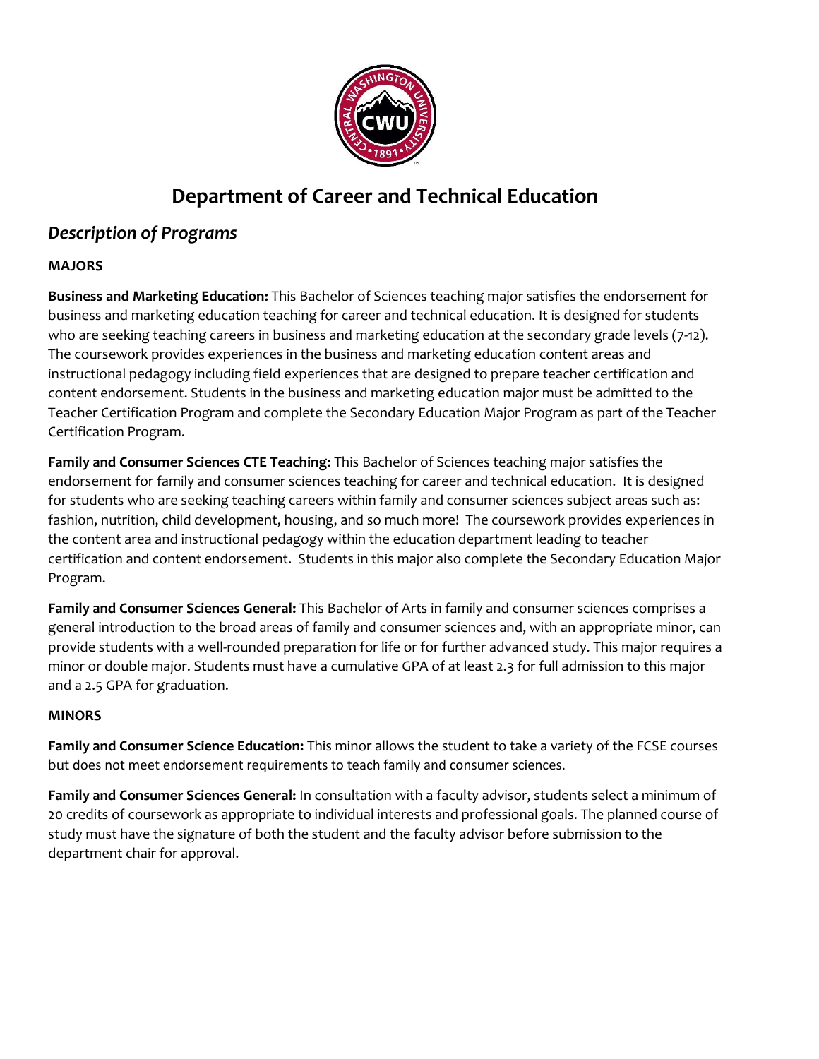# Department of Career and Technical Education

## *Description of Programs*

### MAJORS

**Business and Marketing Education:** This Bachelor of Sciences teaching major satisfies the endorsement for business and marketing education teaching for career and technical education. It is designed for students who are seeking teaching careers in business and marketing education at the secondary grade levels (7-12). The coursework provides experiences in the business and marketing education content areas and instructional pedagogy including field experiences that are designed to prepare teacher certification and content endorsement. Students in the business and marketing education major must be admitted to the Teacher Certification Program and complete the Secondary Education Major Program as part of the Teacher Certification Program.

**Family and Consumer Sciences CTE Teaching:** This Bachelor of Sciences teaching major satisfies the endorsement for family and consumer sciences teaching for career and technical education. It is designed for students who are seeking teaching careers within family and consumer sciences subject areas such as: fashion, nutrition, child development, housing, and so much more! The coursework provides experiences in the content area and instructional pedagogy within the education department leading to teacher certification and content endorsement. Students in this major also complete the Secondary Education Major Program.

**Family and Consumer Sciences General:** This Bachelor of Arts in family and consumer sciences comprises a general introduction to the broad areas of family and consumer sciences and, with an appropriate minor, can provide students with a well-rounded preparation for life or for further advanced study. This major requires a minor or double major. Students must have a cumulative GPA of at least 2.3 for full admission to this major and a 2.5 GPA for graduation.

### MINORS

**Family and Consumer Science Education:** This minor allows the student to take a variety of the FCSE courses but does not meet endorsement requirements to teach family and consumer sciences.

**Family and Consumer Sciences General:** In consultation with a faculty advisor, students select a minimum of 20 credits of coursework as appropriate to individual interests and professional goals. The planned course of study must have the signature of both the student and the faculty advisor before submission to the department chair for approval.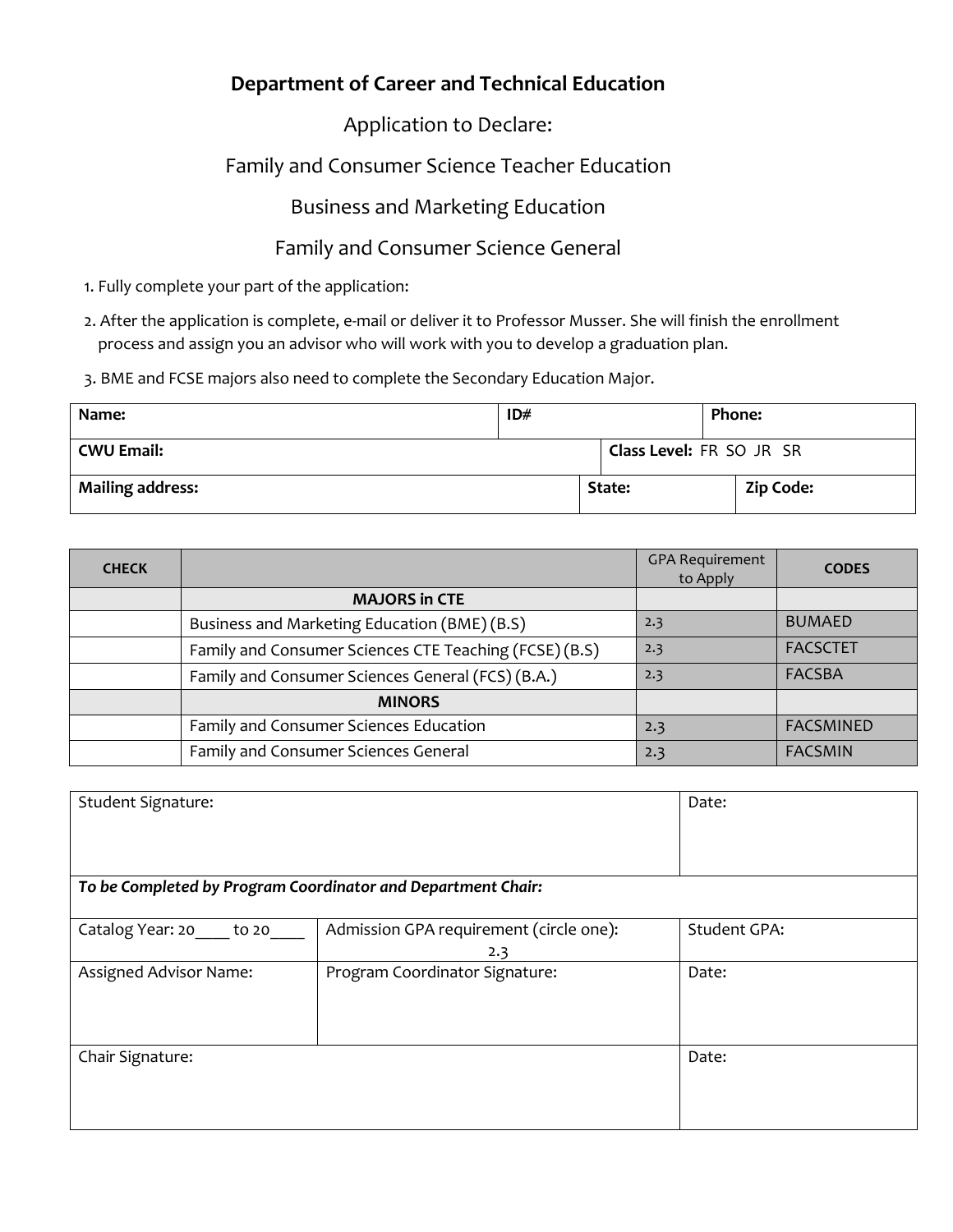## Department of Career and Technical Education

Application to Declare:

Family and Consumer Science Teacher Education

Business and Marketing Education

Family and Consumer Science General

1. Fully complete your part of the application:
2. After the application is complete, e-mail or deliver it to Professor Musser. She will finish the enrollment process and assign you an advisor who will work with you to develop a graduation plan.
3. BME and FCSE majors also need to complete the Secondary Education Major.

| | | |
|---|---|---|
| **Name:** | **ID#** | **Phone:** |
| **CWU Email:** | **Class Level:** FR SO JR SR | |
| **Mailing address:** | **State:** | **Zip Code:** |

| **CHECK** | | GPA Requirement to Apply | **CODES** |
|---|---|---|---|
| | **MAJORS in CTE** | | |
| | Business and Marketing Education (BME) (B.S) | 2.3 | BUMAED |
| | Family and Consumer Sciences CTE Teaching (FCSE) (B.S) | 2.3 | FACSCTET |
| | Family and Consumer Sciences General (FCS) (B.A.) | 2.3 | FACSBA |
| | **MINORS** | | |
| | Family and Consumer Sciences Education | 2.3 | FACSMINED |
| | Family and Consumer Sciences General | 2.3 | FACSMIN |

| | | |
|---|---|---|
| Student Signature: | | Date: |
| ***To be Completed by Program Coordinator and Department Chair:*** | | |
| Catalog Year: 20____ to 20____ | Admission GPA requirement (circle one): 2.3 | Student GPA: |
| Assigned Advisor Name: | Program Coordinator Signature: | Date: |
| Chair Signature: | | Date: |